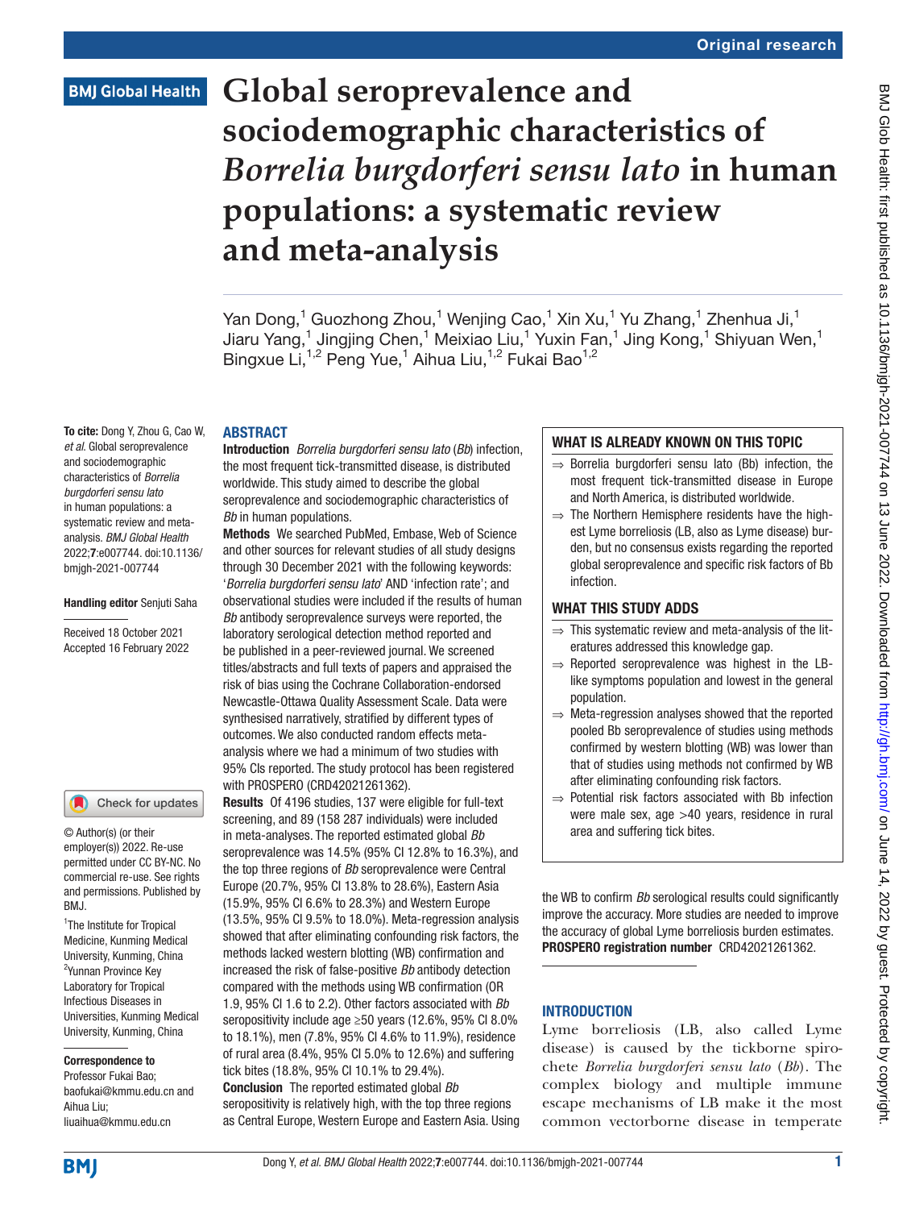Original research

BMJ Global Health

# Global seroprevalence and sociodemographic characteristics of *Borrelia burgdorferi sensu lato* in human populations: a systematic review and meta-analysis

Yan Dong,[1] Guozhong Zhou,[1] Wenjing Cao,[1] Xin Xu,[1] Yu Zhang,[1] Zhenhua Ji,[1] Jiaru Yang,[1] Jingjing Chen,[1] Meixiao Liu,[1] Yuxin Fan,[1] Jing Kong,[1] Shiyuan Wen,[1] Bingxue Li,[1,2] Peng Yue,[1] Aihua Liu,[1,2] Fukai Bao[1,2]

**To cite:** Dong Y, Zhou G, Cao W, *et al*. Global seroprevalence and sociodemographic characteristics of *Borrelia burgdorferi sensu lato* in human populations: a systematic review and meta-analysis. *BMJ Global Health* 2022;**7**:e007744. doi:10.1136/bmjgh-2021-007744

**Handling editor** Senjuti Saha

Received 18 October 2021
Accepted 16 February 2022

© Author(s) (or their employer(s)) 2022. Re-use permitted under CC BY-NC. No commercial re-use. See rights and permissions. Published by BMJ.

[1]The Institute for Tropical Medicine, Kunming Medical University, Kunming, China
[2]Yunnan Province Key Laboratory for Tropical Infectious Diseases in Universities, Kunming Medical University, Kunming, China

**Correspondence to**
Professor Fukai Bao; baofukai@kmmu.edu.cn and Aihua Liu; liuaihua@kmmu.edu.cn

## ABSTRACT

**Introduction** *Borrelia burgdorferi sensu lato* (*Bb*) infection, the most frequent tick-transmitted disease, is distributed worldwide. This study aimed to describe the global seroprevalence and sociodemographic characteristics of *Bb* in human populations.

**Methods** We searched PubMed, Embase, Web of Science and other sources for relevant studies of all study designs through 30 December 2021 with the following keywords: '*Borrelia burgdorferi sensu lato*' AND 'infection rate'; and observational studies were included if the results of human *Bb* antibody seroprevalence surveys were reported, the laboratory serological detection method reported and be published in a peer-reviewed journal. We screened titles/abstracts and full texts of papers and appraised the risk of bias using the Cochrane Collaboration-endorsed Newcastle-Ottawa Quality Assessment Scale. Data were synthesised narratively, stratified by different types of outcomes. We also conducted random effects meta-analysis where we had a minimum of two studies with 95% CIs reported. The study protocol has been registered with PROSPERO (CRD42021261362).

**Results** Of 4196 studies, 137 were eligible for full-text screening, and 89 (158 287 individuals) were included in meta-analyses. The reported estimated global *Bb* seroprevalence was 14.5% (95% CI 12.8% to 16.3%), and the top three regions of *Bb* seroprevalence were Central Europe (20.7%, 95% CI 13.8% to 28.6%), Eastern Asia (15.9%, 95% CI 6.6% to 28.3%) and Western Europe (13.5%, 95% CI 9.5% to 18.0%). Meta-regression analysis showed that after eliminating confounding risk factors, the methods lacked western blotting (WB) confirmation and increased the risk of false-positive *Bb* antibody detection compared with the methods using WB confirmation (OR 1.9, 95% CI 1.6 to 2.2). Other factors associated with *Bb* seropositivity include age ≥50 years (12.6%, 95% CI 8.0% to 18.1%), men (7.8%, 95% CI 4.6% to 11.9%), residence of rural area (8.4%, 95% CI 5.0% to 12.6%) and suffering tick bites (18.8%, 95% CI 10.1% to 29.4%).

**Conclusion** The reported estimated global *Bb* seropositivity is relatively high, with the top three regions as Central Europe, Western Europe and Eastern Asia. Using the WB to confirm *Bb* serological results could significantly improve the accuracy. More studies are needed to improve the accuracy of global Lyme borreliosis burden estimates.

**PROSPERO registration number** CRD42021261362.

### WHAT IS ALREADY KNOWN ON THIS TOPIC

⇒ Borrelia burgdorferi sensu lato (Bb) infection, the most frequent tick-transmitted disease in Europe and North America, is distributed worldwide.

⇒ The Northern Hemisphere residents have the highest Lyme borreliosis (LB, also as Lyme disease) burden, but no consensus exists regarding the reported global seroprevalence and specific risk factors of Bb infection.

### WHAT THIS STUDY ADDS

⇒ This systematic review and meta-analysis of the literatures addressed this knowledge gap.

⇒ Reported seroprevalence was highest in the LB-like symptoms population and lowest in the general population.

⇒ Meta-regression analyses showed that the reported pooled Bb seroprevalence of studies using methods confirmed by western blotting (WB) was lower than that of studies using methods not confirmed by WB after eliminating confounding risk factors.

⇒ Potential risk factors associated with Bb infection were male sex, age >40 years, residence in rural area and suffering tick bites.

## INTRODUCTION

Lyme borreliosis (LB, also called Lyme disease) is caused by the tickborne spirochete *Borrelia burgdorferi sensu lato* (*Bb*). The complex biology and multiple immune escape mechanisms of LB make it the most common vectorborne disease in temperate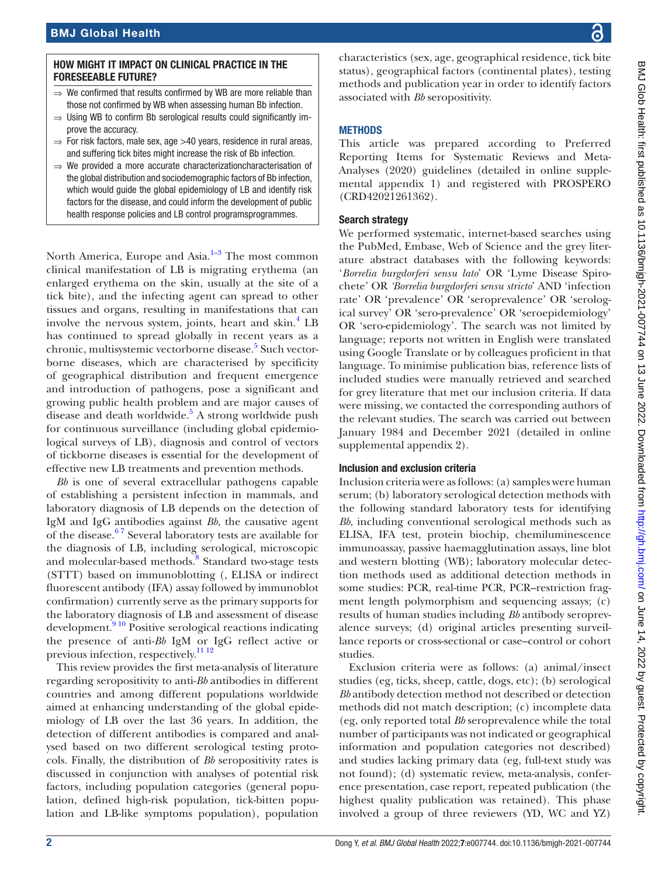### HOW MIGHT IT IMPACT ON CLINICAL PRACTICE IN THE FORESEEABLE FUTURE?

- ⇒ We confirmed that results confirmed by WB are more reliable than those not confirmed by WB when assessing human Bb infection.
- ⇒ Using WB to confirm Bb serological results could significantly improve the accuracy.
- ⇒ For risk factors, male sex, age >40 years, residence in rural areas, and suffering tick bites might increase the risk of Bb infection.
- ⇒ We provided a more accurate characterizationcharacterisation of the global distribution and sociodemographic factors of Bb infection, which would guide the global epidemiology of LB and identify risk factors for the disease, and could inform the development of public health response policies and LB control programsprogrammes.

North America, Europe and Asia.[1–3] The most common clinical manifestation of LB is migrating erythema (an enlarged erythema on the skin, usually at the site of a tick bite), and the infecting agent can spread to other tissues and organs, resulting in manifestations that can involve the nervous system, joints, heart and skin.[4] LB has continued to spread globally in recent years as a chronic, multisystemic vectorborne disease.[5] Such vectorborne diseases, which are characterised by specificity of geographical distribution and frequent emergence and introduction of pathogens, pose a significant and growing public health problem and are major causes of disease and death worldwide.[5] A strong worldwide push for continuous surveillance (including global epidemiological surveys of LB), diagnosis and control of vectors of tickborne diseases is essential for the development of effective new LB treatments and prevention methods.

*Bb* is one of several extracellular pathogens capable of establishing a persistent infection in mammals, and laboratory diagnosis of LB depends on the detection of IgM and IgG antibodies against *Bb*, the causative agent of the disease.[6 7] Several laboratory tests are available for the diagnosis of LB, including serological, microscopic and molecular-based methods.[8] Standard two-stage tests (STTT) based on immunoblotting (, ELISA or indirect fluorescent antibody (IFA) assay followed by immunoblot confirmation) currently serve as the primary supports for the laboratory diagnosis of LB and assessment of disease development.[9 10] Positive serological reactions indicating the presence of anti-*Bb* IgM or IgG reflect active or previous infection, respectively.[11 12]

This review provides the first meta-analysis of literature regarding seropositivity to anti-*Bb* antibodies in different countries and among different populations worldwide aimed at enhancing understanding of the global epidemiology of LB over the last 36 years. In addition, the detection of different antibodies is compared and analysed based on two different serological testing protocols. Finally, the distribution of *Bb* seropositivity rates is discussed in conjunction with analyses of potential risk factors, including population categories (general population, defined high-risk population, tick-bitten population and LB-like symptoms population), population characteristics (sex, age, geographical residence, tick bite status), geographical factors (continental plates), testing methods and publication year in order to identify factors associated with *Bb* seropositivity.

## METHODS

This article was prepared according to Preferred Reporting Items for Systematic Reviews and Meta-Analyses (2020) guidelines (detailed in online supplemental appendix 1) and registered with PROSPERO (CRD42021261362).

### Search strategy

We performed systematic, internet-based searches using the PubMed, Embase, Web of Science and the grey literature abstract databases with the following keywords: '*Borrelia burgdorferi sensu lato*' OR 'Lyme Disease Spirochete' OR '*Borrelia burgdorferi sensu stricto*' AND 'infection rate' OR 'prevalence' OR 'seroprevalence' OR 'serological survey' OR 'sero-prevalence' OR 'seroepidemiology' OR 'sero-epidemiology'. The search was not limited by language; reports not written in English were translated using Google Translate or by colleagues proficient in that language. To minimise publication bias, reference lists of included studies were manually retrieved and searched for grey literature that met our inclusion criteria. If data were missing, we contacted the corresponding authors of the relevant studies. The search was carried out between January 1984 and December 2021 (detailed in online supplemental appendix 2).

### Inclusion and exclusion criteria

Inclusion criteria were as follows: (a) samples were human serum; (b) laboratory serological detection methods with the following standard laboratory tests for identifying *Bb*, including conventional serological methods such as ELISA, IFA test, protein biochip, chemiluminescence immunoassay, passive haemagglutination assays, line blot and western blotting (WB); laboratory molecular detection methods used as additional detection methods in some studies: PCR, real-time PCR, PCR–restriction fragment length polymorphism and sequencing assays; (c) results of human studies including *Bb* antibody seroprevalence surveys; (d) original articles presenting surveillance reports or cross-sectional or case–control or cohort studies.

Exclusion criteria were as follows: (a) animal/insect studies (eg, ticks, sheep, cattle, dogs, etc); (b) serological *Bb* antibody detection method not described or detection methods did not match description; (c) incomplete data (eg, only reported total *Bb* seroprevalence while the total number of participants was not indicated or geographical information and population categories not described) and studies lacking primary data (eg, full-text study was not found); (d) systematic review, meta-analysis, conference presentation, case report, repeated publication (the highest quality publication was retained). This phase involved a group of three reviewers (YD, WC and YZ)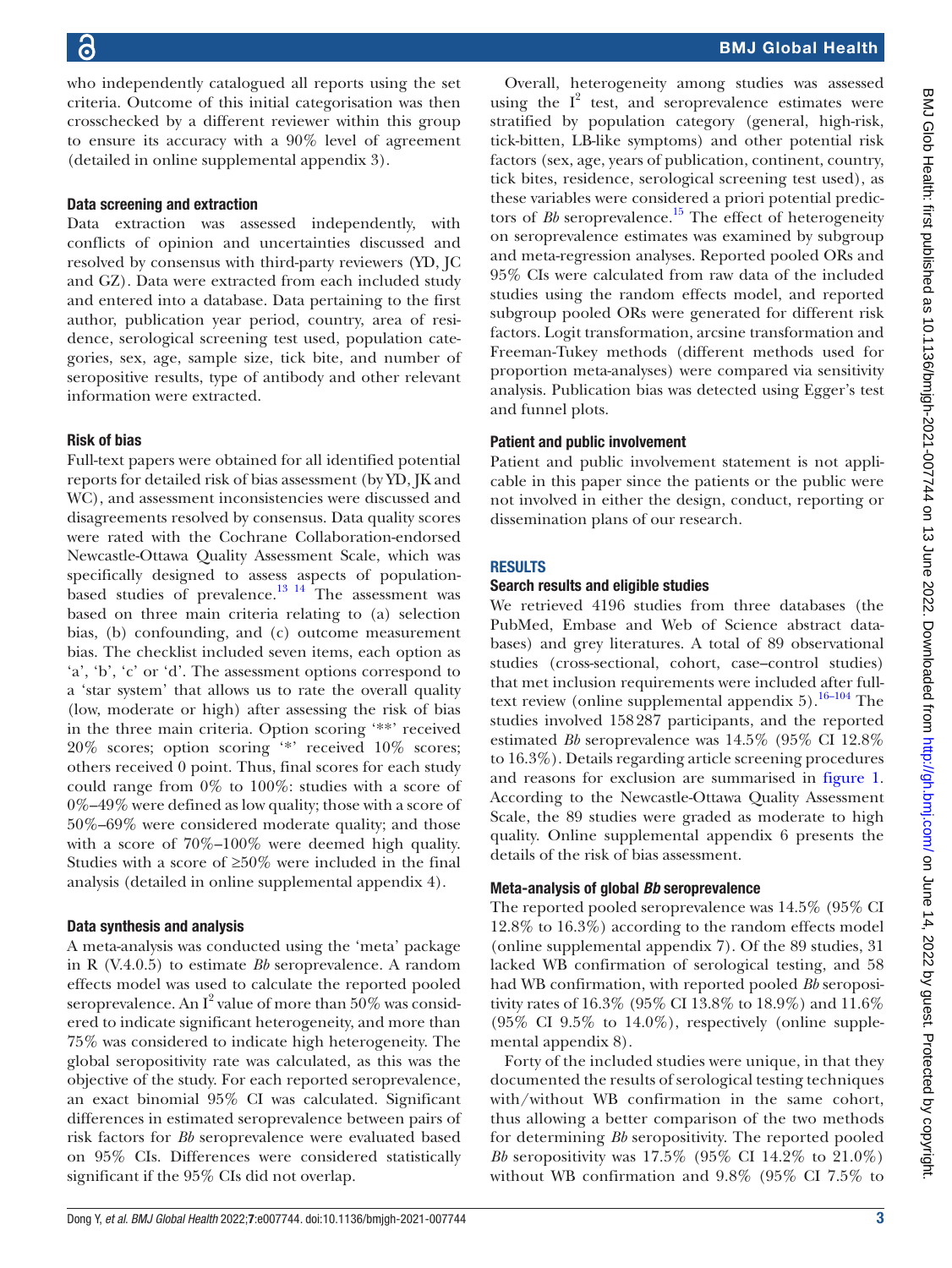who independently catalogued all reports using the set criteria. Outcome of this initial categorisation was then crosschecked by a different reviewer within this group to ensure its accuracy with a 90% level of agreement (detailed in online supplemental appendix 3).

### Data screening and extraction

Data extraction was assessed independently, with conflicts of opinion and uncertainties discussed and resolved by consensus with third-party reviewers (YD, JC and GZ). Data were extracted from each included study and entered into a database. Data pertaining to the first author, publication year period, country, area of residence, serological screening test used, population categories, sex, age, sample size, tick bite, and number of seropositive results, type of antibody and other relevant information were extracted.

### Risk of bias

Full-text papers were obtained for all identified potential reports for detailed risk of bias assessment (by YD, JK and WC), and assessment inconsistencies were discussed and disagreements resolved by consensus. Data quality scores were rated with the Cochrane Collaboration-endorsed Newcastle-Ottawa Quality Assessment Scale, which was specifically designed to assess aspects of population-based studies of prevalence.[13 14] The assessment was based on three main criteria relating to (a) selection bias, (b) confounding, and (c) outcome measurement bias. The checklist included seven items, each option as 'a', 'b', 'c' or 'd'. The assessment options correspond to a 'star system' that allows us to rate the overall quality (low, moderate or high) after assessing the risk of bias in the three main criteria. Option scoring '**' received 20% scores; option scoring '*' received 10% scores; others received 0 point. Thus, final scores for each study could range from 0% to 100%: studies with a score of 0%–49% were defined as low quality; those with a score of 50%–69% were considered moderate quality; and those with a score of 70%–100% were deemed high quality. Studies with a score of ≥50% were included in the final analysis (detailed in online supplemental appendix 4).

### Data synthesis and analysis

A meta-analysis was conducted using the 'meta' package in R (V.4.0.5) to estimate *Bb* seroprevalence. A random effects model was used to calculate the reported pooled seroprevalence. An $I^2$ value of more than 50% was considered to indicate significant heterogeneity, and more than 75% was considered to indicate high heterogeneity. The global seropositivity rate was calculated, as this was the objective of the study. For each reported seroprevalence, an exact binomial 95% CI was calculated. Significant differences in estimated seroprevalence between pairs of risk factors for *Bb* seroprevalence were evaluated based on 95% CIs. Differences were considered statistically significant if the 95% CIs did not overlap.

Overall, heterogeneity among studies was assessed using the $I^2$ test, and seroprevalence estimates were stratified by population category (general, high-risk, tick-bitten, LB-like symptoms) and other potential risk factors (sex, age, years of publication, continent, country, tick bites, residence, serological screening test used), as these variables were considered a priori potential predictors of *Bb* seroprevalence.[15] The effect of heterogeneity on seroprevalence estimates was examined by subgroup and meta-regression analyses. Reported pooled ORs and 95% CIs were calculated from raw data of the included studies using the random effects model, and reported subgroup pooled ORs were generated for different risk factors. Logit transformation, arcsine transformation and Freeman-Tukey methods (different methods used for proportion meta-analyses) were compared via sensitivity analysis. Publication bias was detected using Egger's test and funnel plots.

### Patient and public involvement

Patient and public involvement statement is not applicable in this paper since the patients or the public were not involved in either the design, conduct, reporting or dissemination plans of our research.

## RESULTS

### Search results and eligible studies

We retrieved 4196 studies from three databases (the PubMed, Embase and Web of Science abstract databases) and grey literatures. A total of 89 observational studies (cross-sectional, cohort, case–control studies) that met inclusion requirements were included after full-text review (online supplemental appendix 5).[16–104] The studies involved 158 287 participants, and the reported estimated *Bb* seroprevalence was 14.5% (95% CI 12.8% to 16.3%). Details regarding article screening procedures and reasons for exclusion are summarised in figure 1. According to the Newcastle-Ottawa Quality Assessment Scale, the 89 studies were graded as moderate to high quality. Online supplemental appendix 6 presents the details of the risk of bias assessment.

### Meta-analysis of global *Bb* seroprevalence

The reported pooled seroprevalence was 14.5% (95% CI 12.8% to 16.3%) according to the random effects model (online supplemental appendix 7). Of the 89 studies, 31 lacked WB confirmation of serological testing, and 58 had WB confirmation, with reported pooled *Bb* seropositivity rates of 16.3% (95% CI 13.8% to 18.9%) and 11.6% (95% CI 9.5% to 14.0%), respectively (online supplemental appendix 8).

Forty of the included studies were unique, in that they documented the results of serological testing techniques with/without WB confirmation in the same cohort, thus allowing a better comparison of the two methods for determining *Bb* seropositivity. The reported pooled *Bb* seropositivity was 17.5% (95% CI 14.2% to 21.0%) without WB confirmation and 9.8% (95% CI 7.5% to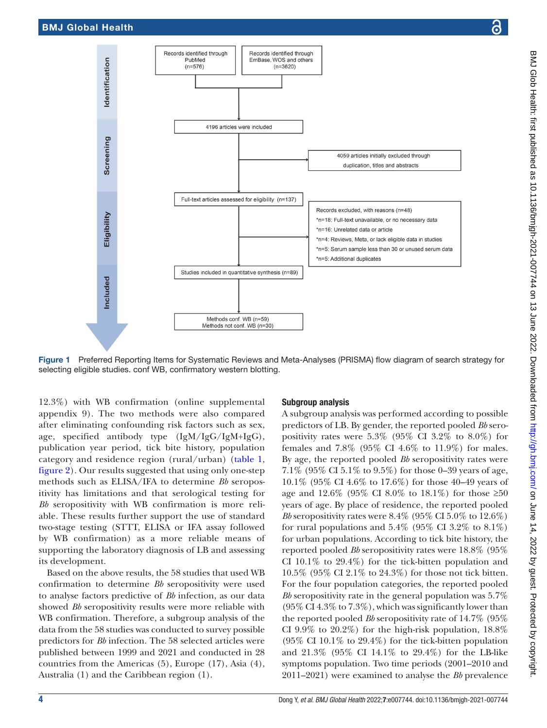Identification

Screening

Eligibility

Included

Records identified through PubMed (n=576)

Records identified through EmBase, WOS and others (n=3620)

4196 articles were included

4059 articles initially excluded through duplication, titles and abstracts

Full-text articles assessed for eligibility (n=137)

Records excluded, with reasons (n=48)
*n=18: Full-text unavailable, or no necessary data
*n=16: Unrelated data or article
*n=4: Reviews, Meta, or lack eligible data in studies
*n=5: Serum sample less than 30 or unused serum data
*n=5: Additional duplicates

Studies included in quantitative synthesis (n=89)

Methods conf. WB (n=59)
Methods not conf. WB (n=30)

**Figure 1** Preferred Reporting Items for Systematic Reviews and Meta-Analyses (PRISMA) flow diagram of search strategy for selecting eligible studies. conf WB, confirmatory western blotting.

12.3%) with WB confirmation (online supplemental appendix 9). The two methods were also compared after eliminating confounding risk factors such as sex, age, specified antibody type (IgM/IgG/IgM+IgG), publication year period, tick bite history, population category and residence region (rural/urban) (table 1, figure 2). Our results suggested that using only one-step methods such as ELISA/IFA to determine *Bb* seropositivity has limitations and that serological testing for *Bb* seropositivity with WB confirmation is more reliable. These results further support the use of standard two-stage testing (STTT, ELISA or IFA assay followed by WB confirmation) as a more reliable means of supporting the laboratory diagnosis of LB and assessing its development.

Based on the above results, the 58 studies that used WB confirmation to determine *Bb* seropositivity were used to analyse factors predictive of *Bb* infection, as our data showed *Bb* seropositivity results were more reliable with WB confirmation. Therefore, a subgroup analysis of the data from the 58 studies was conducted to survey possible predictors for *Bb* infection. The 58 selected articles were published between 1999 and 2021 and conducted in 28 countries from the Americas (5), Europe (17), Asia (4), Australia (1) and the Caribbean region (1).

## Subgroup analysis

A subgroup analysis was performed according to possible predictors of LB. By gender, the reported pooled *Bb* seropositivity rates were 5.3% (95% CI 3.2% to 8.0%) for females and 7.8% (95% CI 4.6% to 11.9%) for males. By age, the reported pooled *Bb* seropositivity rates were 7.1% (95% CI 5.1% to 9.5%) for those 0–39 years of age, 10.1% (95% CI 4.6% to 17.6%) for those 40–49 years of age and 12.6% (95% CI 8.0% to 18.1%) for those ≥50 years of age. By place of residence, the reported pooled *Bb* seropositivity rates were 8.4% (95% CI 5.0% to 12.6%) for rural populations and 5.4% (95% CI 3.2% to 8.1%) for urban populations. According to tick bite history, the reported pooled *Bb* seropositivity rates were 18.8% (95% CI 10.1% to 29.4%) for the tick-bitten population and 10.5% (95% CI 2.1% to 24.3%) for those not tick bitten. For the four population categories, the reported pooled *Bb* seropositivity rate in the general population was 5.7% (95% CI 4.3% to 7.3%), which was significantly lower than the reported pooled *Bb* seropositivity rate of 14.7% (95% CI 9.9% to 20.2%) for the high-risk population, 18.8% (95% CI 10.1% to 29.4%) for the tick-bitten population and 21.3% (95% CI 14.1% to 29.4%) for the LB-like symptoms population. Two time periods (2001–2010 and 2011–2021) were examined to analyse the *Bb* prevalence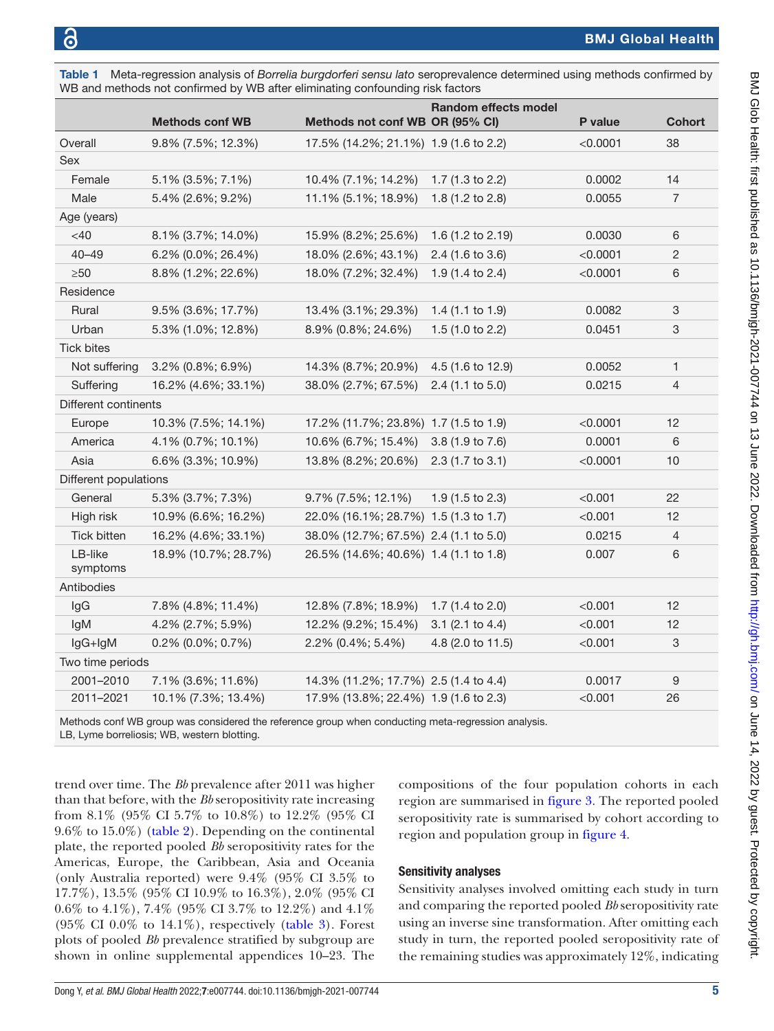**Table 1** Meta-regression analysis of *Borrelia burgdorferi sensu lato* seroprevalence determined using methods confirmed by WB and methods not confirmed by WB after eliminating confounding risk factors

| | Methods conf WB | Methods not conf WB | Random effects model OR (95% CI) | P value | Cohort |
|---|---|---|---|---|---|
| Overall | 9.8% (7.5%; 12.3%) | 17.5% (14.2%; 21.1%) | 1.9 (1.6 to 2.2) | <0.0001 | 38 |
| Sex | | | | | |
| Female | 5.1% (3.5%; 7.1%) | 10.4% (7.1%; 14.2%) | 1.7 (1.3 to 2.2) | 0.0002 | 14 |
| Male | 5.4% (2.6%; 9.2%) | 11.1% (5.1%; 18.9%) | 1.8 (1.2 to 2.8) | 0.0055 | 7 |
| Age (years) | | | | | |
| <40 | 8.1% (3.7%; 14.0%) | 15.9% (8.2%; 25.6%) | 1.6 (1.2 to 2.19) | 0.0030 | 6 |
| 40–49 | 6.2% (0.0%; 26.4%) | 18.0% (2.6%; 43.1%) | 2.4 (1.6 to 3.6) | <0.0001 | 2 |
| ≥50 | 8.8% (1.2%; 22.6%) | 18.0% (7.2%; 32.4%) | 1.9 (1.4 to 2.4) | <0.0001 | 6 |
| Residence | | | | | |
| Rural | 9.5% (3.6%; 17.7%) | 13.4% (3.1%; 29.3%) | 1.4 (1.1 to 1.9) | 0.0082 | 3 |
| Urban | 5.3% (1.0%; 12.8%) | 8.9% (0.8%; 24.6%) | 1.5 (1.0 to 2.2) | 0.0451 | 3 |
| Tick bites | | | | | |
| Not suffering | 3.2% (0.8%; 6.9%) | 14.3% (8.7%; 20.9%) | 4.5 (1.6 to 12.9) | 0.0052 | 1 |
| Suffering | 16.2% (4.6%; 33.1%) | 38.0% (2.7%; 67.5%) | 2.4 (1.1 to 5.0) | 0.0215 | 4 |
| Different continents | | | | | |
| Europe | 10.3% (7.5%; 14.1%) | 17.2% (11.7%; 23.8%) | 1.7 (1.5 to 1.9) | <0.0001 | 12 |
| America | 4.1% (0.7%; 10.1%) | 10.6% (6.7%; 15.4%) | 3.8 (1.9 to 7.6) | 0.0001 | 6 |
| Asia | 6.6% (3.3%; 10.9%) | 13.8% (8.2%; 20.6%) | 2.3 (1.7 to 3.1) | <0.0001 | 10 |
| Different populations | | | | | |
| General | 5.3% (3.7%; 7.3%) | 9.7% (7.5%; 12.1%) | 1.9 (1.5 to 2.3) | <0.001 | 22 |
| High risk | 10.9% (6.6%; 16.2%) | 22.0% (16.1%; 28.7%) | 1.5 (1.3 to 1.7) | <0.001 | 12 |
| Tick bitten | 16.2% (4.6%; 33.1%) | 38.0% (12.7%; 67.5%) | 2.4 (1.1 to 5.0) | 0.0215 | 4 |
| LB-like symptoms | 18.9% (10.7%; 28.7%) | 26.5% (14.6%; 40.6%) | 1.4 (1.1 to 1.8) | 0.007 | 6 |
| Antibodies | | | | | |
| IgG | 7.8% (4.8%; 11.4%) | 12.8% (7.8%; 18.9%) | 1.7 (1.4 to 2.0) | <0.001 | 12 |
| IgM | 4.2% (2.7%; 5.9%) | 12.2% (9.2%; 15.4%) | 3.1 (2.1 to 4.4) | <0.001 | 12 |
| IgG+IgM | 0.2% (0.0%; 0.7%) | 2.2% (0.4%; 5.4%) | 4.8 (2.0 to 11.5) | <0.001 | 3 |
| Two time periods | | | | | |
| 2001–2010 | 7.1% (3.6%; 11.6%) | 14.3% (11.2%; 17.7%) | 2.5 (1.4 to 4.4) | 0.0017 | 9 |
| 2011–2021 | 10.1% (7.3%; 13.4%) | 17.9% (13.8%; 22.4%) | 1.9 (1.6 to 2.3) | <0.001 | 26 |

Methods conf WB group was considered the reference group when conducting meta-regression analysis.
LB, Lyme borreliosis; WB, western blotting.

trend over time. The *Bb* prevalence after 2011 was higher than that before, with the *Bb* seropositivity rate increasing from 8.1% (95% CI 5.7% to 10.8%) to 12.2% (95% CI 9.6% to 15.0%) (table 2). Depending on the continental plate, the reported pooled *Bb* seropositivity rates for the Americas, Europe, the Caribbean, Asia and Oceania (only Australia reported) were 9.4% (95% CI 3.5% to 17.7%), 13.5% (95% CI 10.9% to 16.3%), 2.0% (95% CI 0.6% to 4.1%), 7.4% (95% CI 3.7% to 12.2%) and 4.1% (95% CI 0.0% to 14.1%), respectively (table 3). Forest plots of pooled *Bb* prevalence stratified by subgroup are shown in online supplemental appendices 10–23. The compositions of the four population cohorts in each region are summarised in figure 3. The reported pooled seropositivity rate is summarised by cohort according to region and population group in figure 4.

### Sensitivity analyses

Sensitivity analyses involved omitting each study in turn and comparing the reported pooled *Bb* seropositivity rate using an inverse sine transformation. After omitting each study in turn, the reported pooled seropositivity rate of the remaining studies was approximately 12%, indicating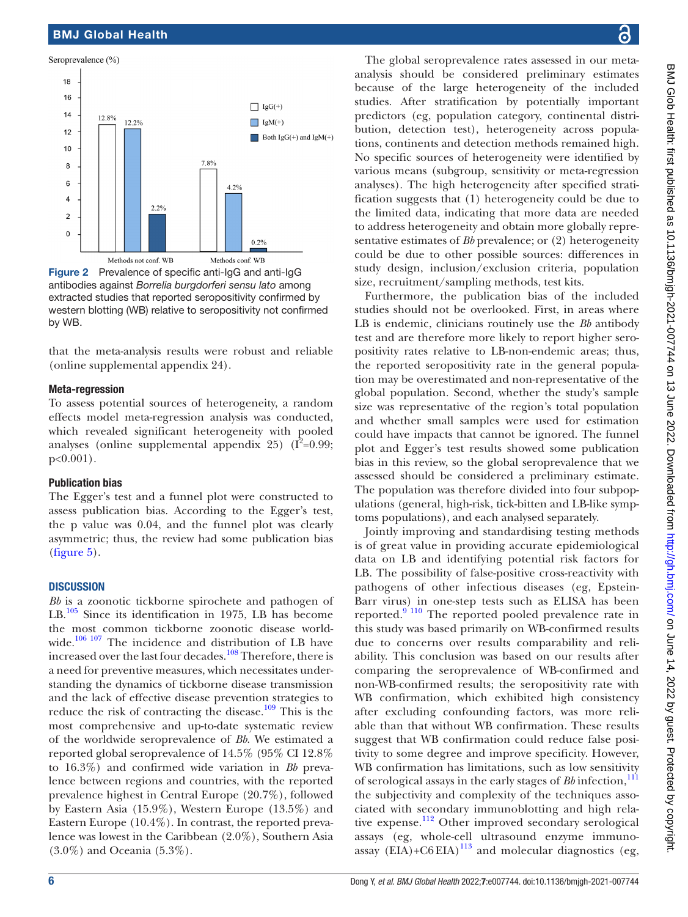Figure 2 Prevalence of specific anti-IgG and anti-IgG antibodies against *Borrelia burgdorferi sensu lato* among extracted studies that reported seropositivity confirmed by western blotting (WB) relative to seropositivity not confirmed by WB.

that the meta-analysis results were robust and reliable (online supplemental appendix 24).

### Meta-regression

To assess potential sources of heterogeneity, a random effects model meta-regression analysis was conducted, which revealed significant heterogeneity with pooled analyses (online supplemental appendix 25) ($I^2$=0.99; p<0.001).

### Publication bias

The Egger's test and a funnel plot were constructed to assess publication bias. According to the Egger's test, the p value was 0.04, and the funnel plot was clearly asymmetric; thus, the review had some publication bias (figure 5).

## DISCUSSION

*Bb* is a zoonotic tickborne spirochete and pathogen of LB.[105] Since its identification in 1975, LB has become the most common tickborne zoonotic disease worldwide.[106 107] The incidence and distribution of LB have increased over the last four decades.[108] Therefore, there is a need for preventive measures, which necessitates understanding the dynamics of tickborne disease transmission and the lack of effective disease prevention strategies to reduce the risk of contracting the disease.[109] This is the most comprehensive and up-to-date systematic review of the worldwide seroprevalence of *Bb*. We estimated a reported global seroprevalence of 14.5% (95% CI 12.8% to 16.3%) and confirmed wide variation in *Bb* prevalence between regions and countries, with the reported prevalence highest in Central Europe (20.7%), followed by Eastern Asia (15.9%), Western Europe (13.5%) and Eastern Europe (10.4%). In contrast, the reported prevalence was lowest in the Caribbean (2.0%), Southern Asia (3.0%) and Oceania (5.3%).

The global seroprevalence rates assessed in our meta-analysis should be considered preliminary estimates because of the large heterogeneity of the included studies. After stratification by potentially important predictors (eg, population category, continental distribution, detection test), heterogeneity across populations, continents and detection methods remained high. No specific sources of heterogeneity were identified by various means (subgroup, sensitivity or meta-regression analyses). The high heterogeneity after specified stratification suggests that (1) heterogeneity could be due to the limited data, indicating that more data are needed to address heterogeneity and obtain more globally representative estimates of *Bb* prevalence; or (2) heterogeneity could be due to other possible sources: differences in study design, inclusion/exclusion criteria, population size, recruitment/sampling methods, test kits.

Furthermore, the publication bias of the included studies should not be overlooked. First, in areas where LB is endemic, clinicians routinely use the *Bb* antibody test and are therefore more likely to report higher seropositivity rates relative to LB-non-endemic areas; thus, the reported seropositivity rate in the general population may be overestimated and non-representative of the global population. Second, whether the study's sample size was representative of the region's total population and whether small samples were used for estimation could have impacts that cannot be ignored. The funnel plot and Egger's test results showed some publication bias in this review, so the global seroprevalence that we assessed should be considered a preliminary estimate. The population was therefore divided into four subpopulations (general, high-risk, tick-bitten and LB-like symptoms populations), and each analysed separately.

Jointly improving and standardising testing methods is of great value in providing accurate epidemiological data on LB and identifying potential risk factors for LB. The possibility of false-positive cross-reactivity with pathogens of other infectious diseases (eg, Epstein-Barr virus) in one-step tests such as ELISA has been reported.[9 110] The reported pooled prevalence rate in this study was based primarily on WB-confirmed results due to concerns over results comparability and reliability. This conclusion was based on our results after comparing the seroprevalence of WB-confirmed and non-WB-confirmed results; the seropositivity rate with WB confirmation, which exhibited high consistency after excluding confounding factors, was more reliable than that without WB confirmation. These results suggest that WB confirmation could reduce false positivity to some degree and improve specificity. However, WB confirmation has limitations, such as low sensitivity of serological assays in the early stages of *Bb* infection,[111] the subjectivity and complexity of the techniques associated with secondary immunoblotting and high relative expense.[112] Other improved secondary serological assays (eg, whole-cell ultrasound enzyme immunoassay (EIA)+C6 EIA)[113] and molecular diagnostics (eg,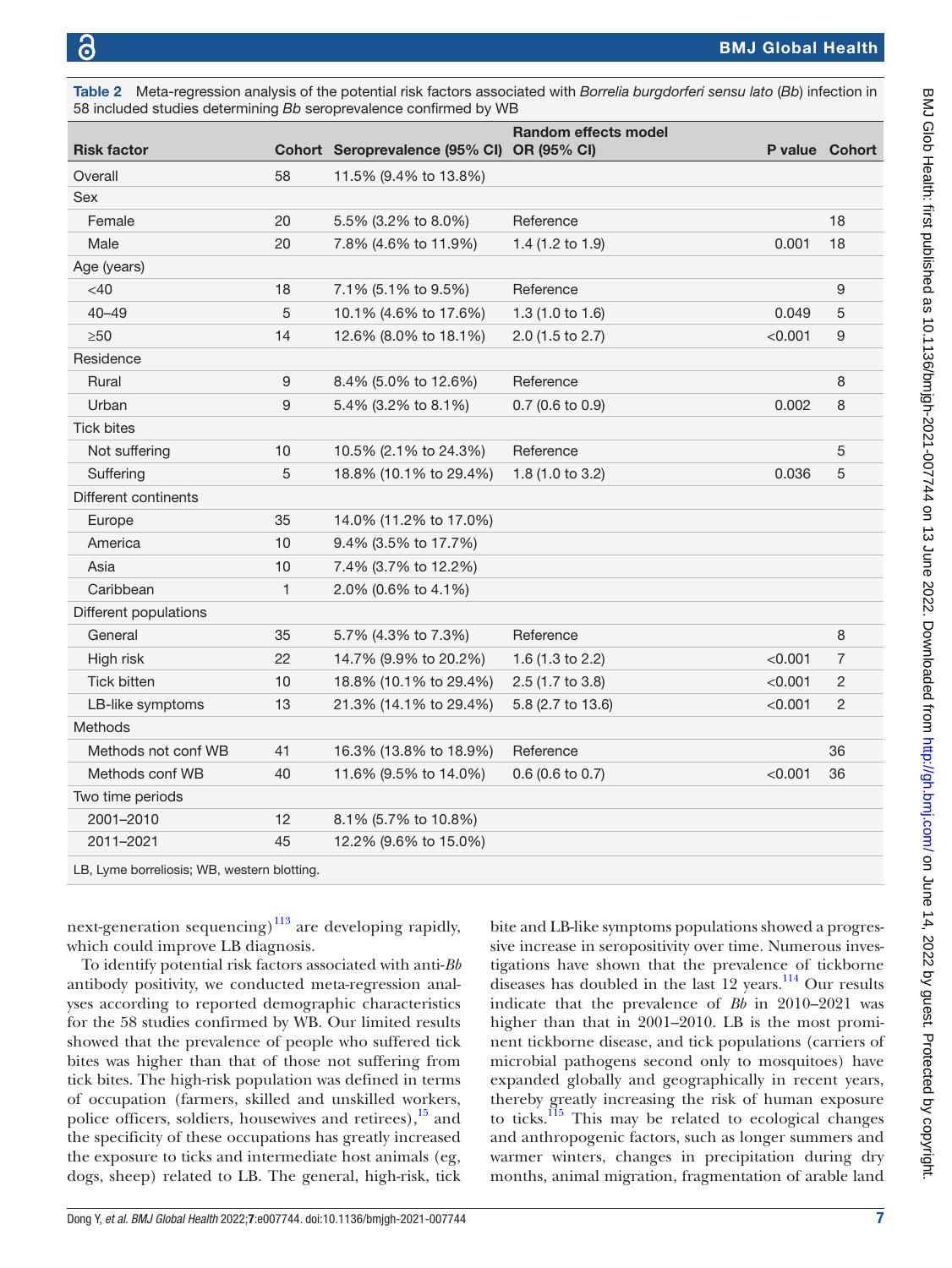**Table 2** Meta-regression analysis of the potential risk factors associated with *Borrelia burgdorferi sensu lato* (*Bb*) infection in 58 included studies determining *Bb* seroprevalence confirmed by WB

| Risk factor | Cohort | Seroprevalence (95% CI) | Random effects model OR (95% CI) | P value | Cohort |
|---|---|---|---|---|---|
| Overall | 58 | 11.5% (9.4% to 13.8%) | | | |
| Sex | | | | | |
| Female | 20 | 5.5% (3.2% to 8.0%) | Reference | | 18 |
| Male | 20 | 7.8% (4.6% to 11.9%) | 1.4 (1.2 to 1.9) | 0.001 | 18 |
| Age (years) | | | | | |
| <40 | 18 | 7.1% (5.1% to 9.5%) | Reference | | 9 |
| 40–49 | 5 | 10.1% (4.6% to 17.6%) | 1.3 (1.0 to 1.6) | 0.049 | 5 |
| ≥50 | 14 | 12.6% (8.0% to 18.1%) | 2.0 (1.5 to 2.7) | <0.001 | 9 |
| Residence | | | | | |
| Rural | 9 | 8.4% (5.0% to 12.6%) | Reference | | 8 |
| Urban | 9 | 5.4% (3.2% to 8.1%) | 0.7 (0.6 to 0.9) | 0.002 | 8 |
| Tick bites | | | | | |
| Not suffering | 10 | 10.5% (2.1% to 24.3%) | Reference | | 5 |
| Suffering | 5 | 18.8% (10.1% to 29.4%) | 1.8 (1.0 to 3.2) | 0.036 | 5 |
| Different continents | | | | | |
| Europe | 35 | 14.0% (11.2% to 17.0%) | | | |
| America | 10 | 9.4% (3.5% to 17.7%) | | | |
| Asia | 10 | 7.4% (3.7% to 12.2%) | | | |
| Caribbean | 1 | 2.0% (0.6% to 4.1%) | | | |
| Different populations | | | | | |
| General | 35 | 5.7% (4.3% to 7.3%) | Reference | | 8 |
| High risk | 22 | 14.7% (9.9% to 20.2%) | 1.6 (1.3 to 2.2) | <0.001 | 7 |
| Tick bitten | 10 | 18.8% (10.1% to 29.4%) | 2.5 (1.7 to 3.8) | <0.001 | 2 |
| LB-like symptoms | 13 | 21.3% (14.1% to 29.4%) | 5.8 (2.7 to 13.6) | <0.001 | 2 |
| Methods | | | | | |
| Methods not conf WB | 41 | 16.3% (13.8% to 18.9%) | Reference | | 36 |
| Methods conf WB | 40 | 11.6% (9.5% to 14.0%) | 0.6 (0.6 to 0.7) | <0.001 | 36 |
| Two time periods | | | | | |
| 2001–2010 | 12 | 8.1% (5.7% to 10.8%) | | | |
| 2011–2021 | 45 | 12.2% (9.6% to 15.0%) | | | |

LB, Lyme borreliosis; WB, western blotting.

next-generation sequencing)[113] are developing rapidly, which could improve LB diagnosis.

To identify potential risk factors associated with anti-*Bb* antibody positivity, we conducted meta-regression analyses according to reported demographic characteristics for the 58 studies confirmed by WB. Our limited results showed that the prevalence of people who suffered tick bites was higher than that of those not suffering from tick bites. The high-risk population was defined in terms of occupation (farmers, skilled and unskilled workers, police officers, soldiers, housewives and retirees),[15] and the specificity of these occupations has greatly increased the exposure to ticks and intermediate host animals (eg, dogs, sheep) related to LB. The general, high-risk, tick bite and LB-like symptoms populations showed a progressive increase in seropositivity over time. Numerous investigations have shown that the prevalence of tickborne diseases has doubled in the last 12 years.[114] Our results indicate that the prevalence of *Bb* in 2010–2021 was higher than that in 2001–2010. LB is the most prominent tickborne disease, and tick populations (carriers of microbial pathogens second only to mosquitoes) have expanded globally and geographically in recent years, thereby greatly increasing the risk of human exposure to ticks.[115] This may be related to ecological changes and anthropogenic factors, such as longer summers and warmer winters, changes in precipitation during dry months, animal migration, fragmentation of arable land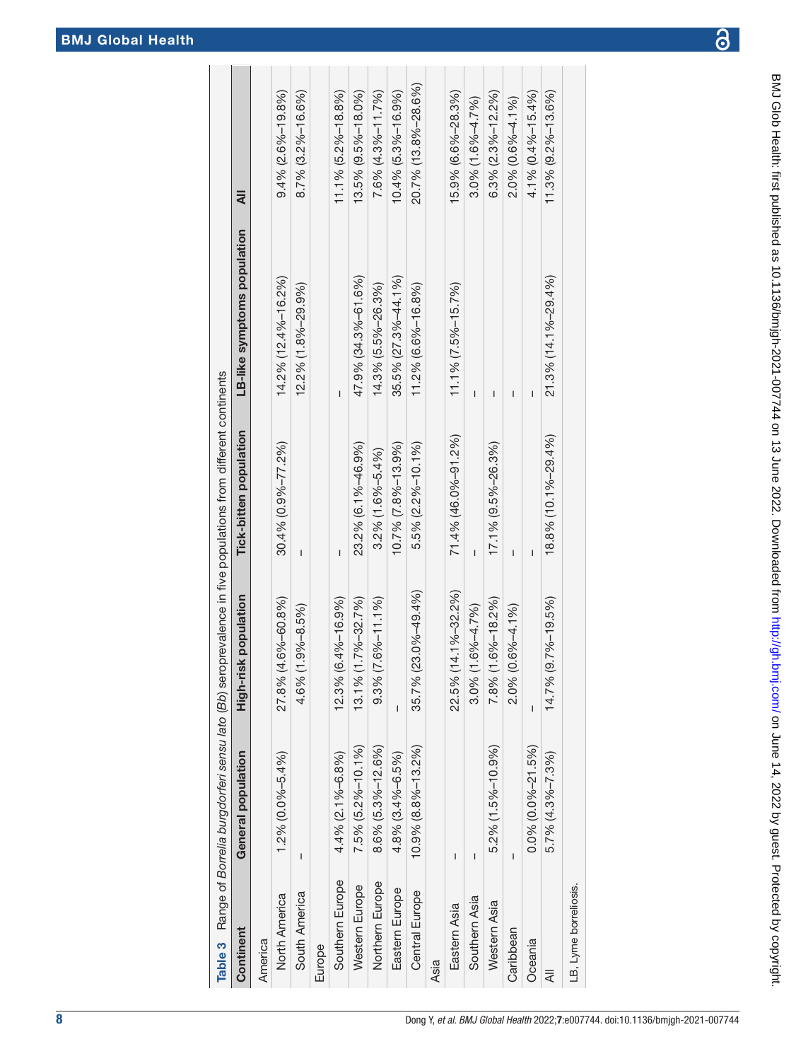**Table 3** Range of *Borrelia burgdorferi sensu lato* (*Bb*) seroprevalence in five populations from different continents

| Continent | General population | High-risk population | Tick-bitten population | LB-like symptoms population | All |
|---|---|---|---|---|---|
| America | | | | | |
| North America | 1.2% (0.0%–5.4%) | 27.8% (4.6%–60.8%) | 30.4% (0.9%–77.2%) | 14.2% (12.4%–16.2%) | 9.4% (2.6%–19.8%) |
| South America | – | 4.6% (1.9%–8.5%) | – | 12.2% (1.8%–29.9%) | 8.7% (3.2%–16.6%) |
| Europe | | | | | |
| Southern Europe | 4.4% (2.1%–6.8%) | 12.3% (6.4%–16.9%) | – | – | 11.1% (5.2%–18.8%) |
| Western Europe | 7.5% (5.2%–10.1%) | 13.1% (1.7%–32.7%) | 23.2% (6.1%–46.9%) | 47.9% (34.3%–61.6%) | 13.5% (9.5%–18.0%) |
| Northern Europe | 8.6% (5.3%–12.6%) | 9.3% (7.6%–11.1%) | 3.2% (1.6%–5.4%) | 14.3% (5.5%–26.3%) | 7.6% (4.3%–11.7%) |
| Eastern Europe | 4.8% (3.4%–6.5%) | – | 10.7% (7.8%–13.9%) | 35.5% (27.3%–44.1%) | 10.4% (5.3%–16.9%) |
| Central Europe | 10.9% (8.8%–13.2%) | 35.7% (23.0%–49.4%) | 5.5% (2.2%–10.1%) | 11.2% (6.6%–16.8%) | 20.7% (13.8%–28.6%) |
| Asia | | | | | |
| Eastern Asia | – | 22.5% (14.1%–32.2%) | 71.4% (46.0%–91.2%) | 11.1% (7.5%–15.7%) | 15.9% (6.6%–28.3%) |
| Southern Asia | – | 3.0% (1.6%–4.7%) | – | – | 3.0% (1.6%–4.7%) |
| Western Asia | 5.2% (1.5%–10.9%) | 7.8% (1.6%–18.2%) | 17.1% (9.5%–26.3%) | – | 6.3% (2.3%–12.2%) |
| Caribbean | – | 2.0% (0.6%–4.1%) | – | – | 2.0% (0.6%–4.1%) |
| Oceania | 0.0% (0.0%–21.5%) | – | – | – | 4.1% (0.4%–15.4%) |
| All | 5.7% (4.3%–7.3%) | 14.7% (9.7%–19.5%) | 18.8% (10.1%–29.4%) | 21.3% (14.1%–29.4%) | 11.3% (9.2%–13.6%) |

LB, Lyme borreliosis.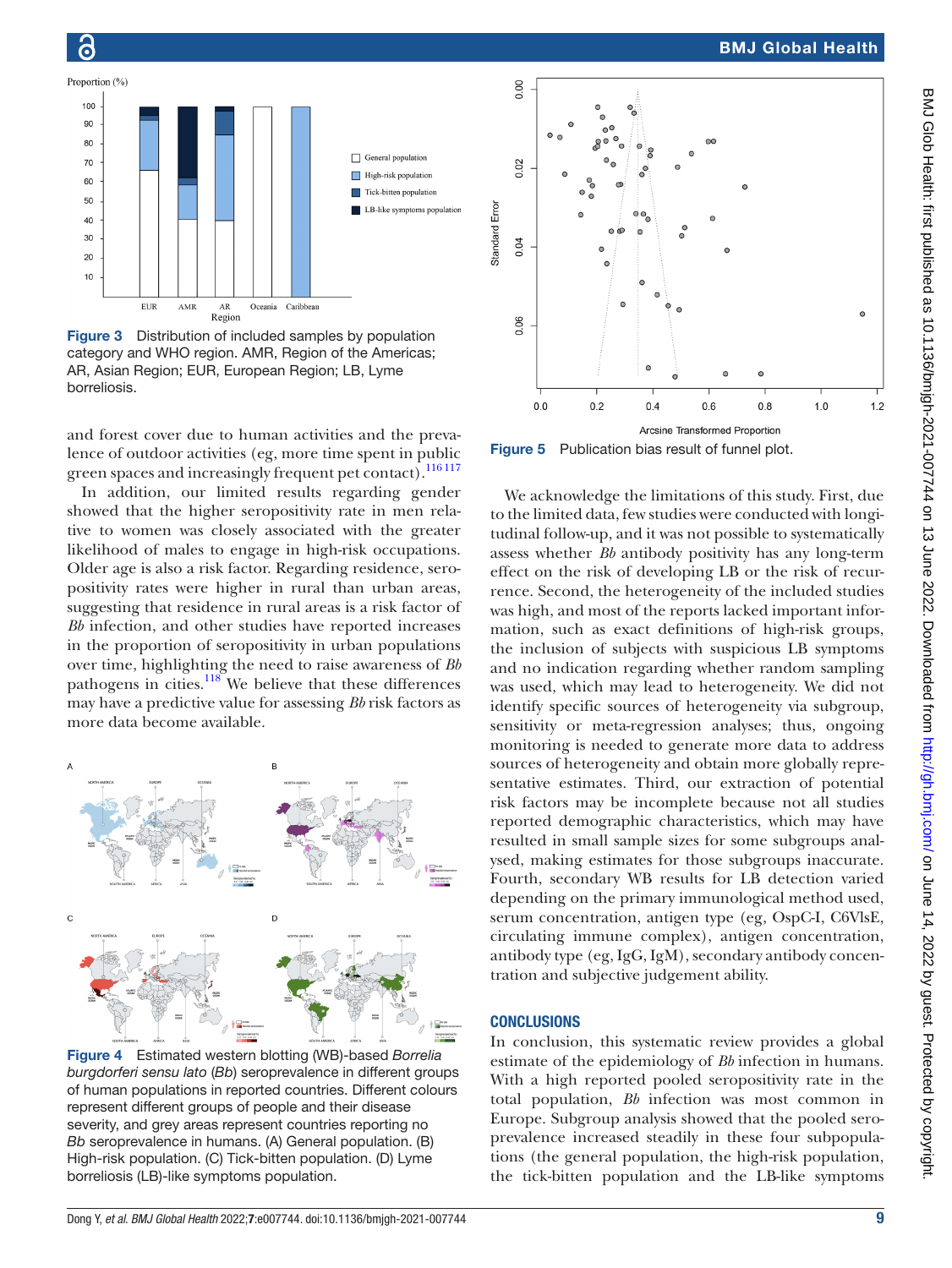Proportion (%)

100
90
80
70
60
50
40
30
20
10

EUR
AMR
AR
Oceania
Caribbean
Region

General population
High-risk population
Tick-bitten population
LB-like symptoms population

**Figure 3** Distribution of included samples by population category and WHO region. AMR, Region of the Americas; AR, Asian Region; EUR, European Region; LB, Lyme borreliosis.

and forest cover due to human activities and the prevalence of outdoor activities (eg, more time spent in public green spaces and increasingly frequent pet contact).[116 117]

In addition, our limited results regarding gender showed that the higher seropositivity rate in men relative to women was closely associated with the greater likelihood of males to engage in high-risk occupations. Older age is also a risk factor. Regarding residence, seropositivity rates were higher in rural than urban areas, suggesting that residence in rural areas is a risk factor of *Bb* infection, and other studies have reported increases in the proportion of seropositivity in urban populations over time, highlighting the need to raise awareness of *Bb* pathogens in cities.[118] We believe that these differences may have a predictive value for assessing *Bb* risk factors as more data become available.

A

B

C

D

**Figure 4** Estimated western blotting (WB)-based *Borrelia burgdorferi sensu lato* (*Bb*) seroprevalence in different groups of human populations in reported countries. Different colours represent different groups of people and their disease severity, and grey areas represent countries reporting no *Bb* seroprevalence in humans. (A) General population. (B) High-risk population. (C) Tick-bitten population. (D) Lyme borreliosis (LB)-like symptoms population.

Standard Error

0.00
0.02
0.04
0.06

0.0
0.2
0.4
0.6
0.8
1.0
1.2

Arcsine Transformed Proportion

**Figure 5** Publication bias result of funnel plot.

We acknowledge the limitations of this study. First, due to the limited data, few studies were conducted with longitudinal follow-up, and it was not possible to systematically assess whether *Bb* antibody positivity has any long-term effect on the risk of developing LB or the risk of recurrence. Second, the heterogeneity of the included studies was high, and most of the reports lacked important information, such as exact definitions of high-risk groups, the inclusion of subjects with suspicious LB symptoms and no indication regarding whether random sampling was used, which may lead to heterogeneity. We did not identify specific sources of heterogeneity via subgroup, sensitivity or meta-regression analyses; thus, ongoing monitoring is needed to generate more data to address sources of heterogeneity and obtain more globally representative estimates. Third, our extraction of potential risk factors may be incomplete because not all studies reported demographic characteristics, which may have resulted in small sample sizes for some subgroups analysed, making estimates for those subgroups inaccurate. Fourth, secondary WB results for LB detection varied depending on the primary immunological method used, serum concentration, antigen type (eg, OspC-I, C6VlsE, circulating immune complex), antigen concentration, antibody type (eg, IgG, IgM), secondary antibody concentration and subjective judgement ability.

## CONCLUSIONS

In conclusion, this systematic review provides a global estimate of the epidemiology of *Bb* infection in humans. With a high reported pooled seropositivity rate in the total population, *Bb* infection was most common in Europe. Subgroup analysis showed that the pooled seroprevalence increased steadily in these four subpopulations (the general population, the high-risk population, the tick-bitten population and the LB-like symptoms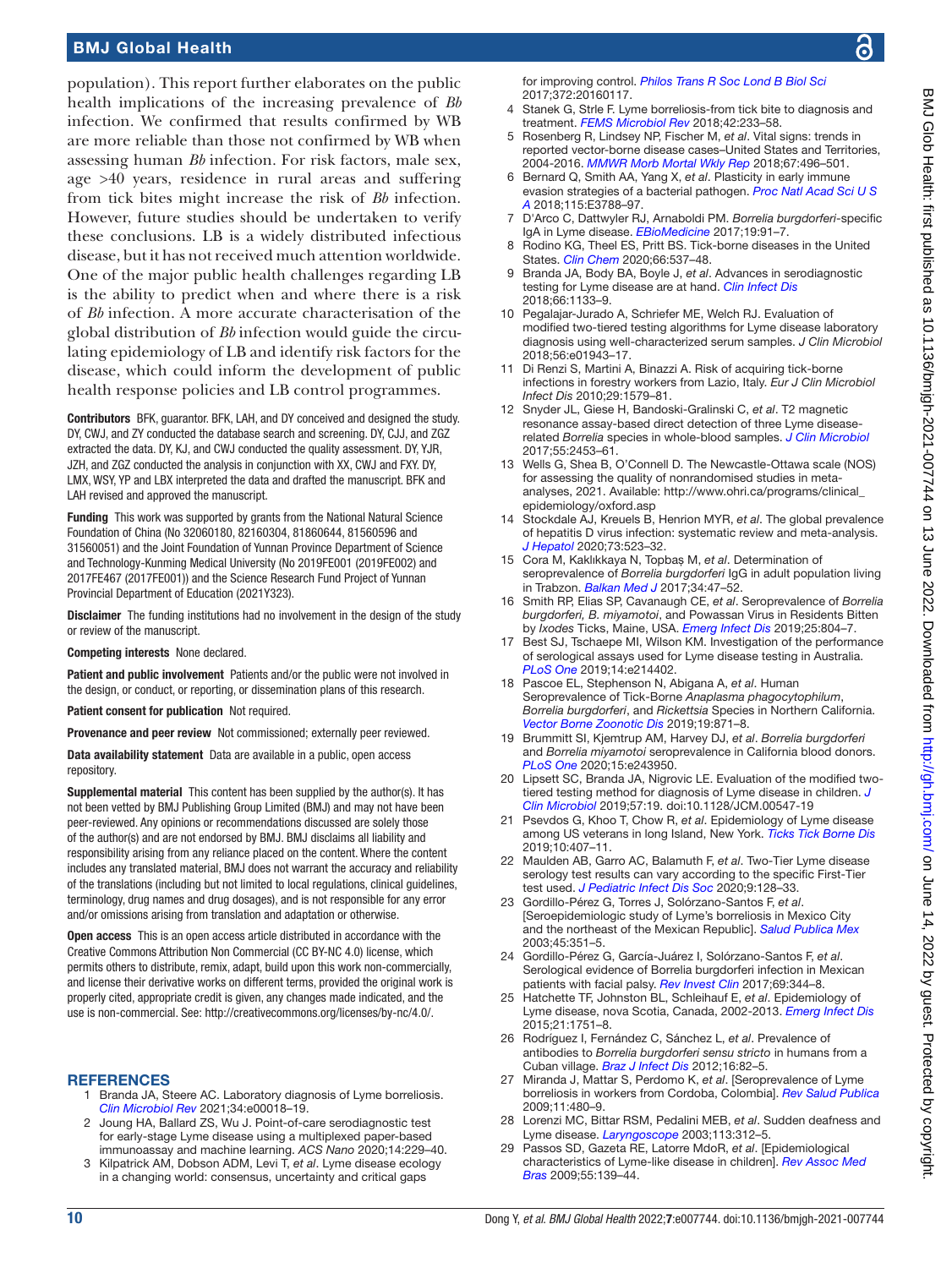population). This report further elaborates on the public health implications of the increasing prevalence of *Bb* infection. We confirmed that results confirmed by WB are more reliable than those not confirmed by WB when assessing human *Bb* infection. For risk factors, male sex, age >40 years, residence in rural areas and suffering from tick bites might increase the risk of *Bb* infection. However, future studies should be undertaken to verify these conclusions. LB is a widely distributed infectious disease, but it has not received much attention worldwide. One of the major public health challenges regarding LB is the ability to predict when and where there is a risk of *Bb* infection. A more accurate characterisation of the global distribution of *Bb* infection would guide the circulating epidemiology of LB and identify risk factors for the disease, which could inform the development of public health response policies and LB control programmes.

**Contributors** BFK, guarantor. BFK, LAH, and DY conceived and designed the study. DY, CWJ, and ZY conducted the database search and screening. DY, CJJ, and ZGZ extracted the data. DY, KJ, and CWJ conducted the quality assessment. DY, YJR, JZH, and ZGZ conducted the analysis in conjunction with XX, CWJ and FXY. DY, LMX, WSY, YP and LBX interpreted the data and drafted the manuscript. BFK and LAH revised and approved the manuscript.

**Funding** This work was supported by grants from the National Natural Science Foundation of China (No 32060180, 82160304, 81860644, 81560596 and 31560051) and the Joint Foundation of Yunnan Province Department of Science and Technology-Kunming Medical University (No 2019FE001 (2019FE002) and 2017FE467 (2017FE001)) and the Science Research Fund Project of Yunnan Provincial Department of Education (2021Y323).

**Disclaimer** The funding institutions had no involvement in the design of the study or review of the manuscript.

**Competing interests** None declared.

**Patient and public involvement** Patients and/or the public were not involved in the design, or conduct, or reporting, or dissemination plans of this research.

**Patient consent for publication** Not required.

**Provenance and peer review** Not commissioned; externally peer reviewed.

**Data availability statement** Data are available in a public, open access repository.

**Supplemental material** This content has been supplied by the author(s). It has not been vetted by BMJ Publishing Group Limited (BMJ) and may not have been peer-reviewed. Any opinions or recommendations discussed are solely those of the author(s) and are not endorsed by BMJ. BMJ disclaims all liability and responsibility arising from any reliance placed on the content. Where the content includes any translated material, BMJ does not warrant the accuracy and reliability of the translations (including but not limited to local regulations, clinical guidelines, terminology, drug names and drug dosages), and is not responsible for any error and/or omissions arising from translation and adaptation or otherwise.

**Open access** This is an open access article distributed in accordance with the Creative Commons Attribution Non Commercial (CC BY-NC 4.0) license, which permits others to distribute, remix, adapt, build upon this work non-commercially, and license their derivative works on different terms, provided the original work is properly cited, appropriate credit is given, any changes made indicated, and the use is non-commercial. See: http://creativecommons.org/licenses/by-nc/4.0/.

## REFERENCES

1. Branda JA, Steere AC. Laboratory diagnosis of Lyme borreliosis. *Clin Microbiol Rev* 2021;34:e00018–19.
2. Joung HA, Ballard ZS, Wu J. Point-of-care serodiagnostic test for early-stage Lyme disease using a multiplexed paper-based immunoassay and machine learning. *ACS Nano* 2020;14:229–40.
3. Kilpatrick AM, Dobson ADM, Levi T, *et al*. Lyme disease ecology in a changing world: consensus, uncertainty and critical gaps for improving control. *Philos Trans R Soc Lond B Biol Sci* 2017;372:20160117.
4. Stanek G, Strle F. Lyme borreliosis-from tick bite to diagnosis and treatment. *FEMS Microbiol Rev* 2018;42:233–58.
5. Rosenberg R, Lindsey NP, Fischer M, *et al*. Vital signs: trends in reported vector-borne disease cases–United States and Territories, 2004-2016. *MMWR Morb Mortal Wkly Rep* 2018;67:496–501.
6. Bernard Q, Smith AA, Yang X, *et al*. Plasticity in early immune evasion strategies of a bacterial pathogen. *Proc Natl Acad Sci U S A* 2018;115:E3788–97.
7. D'Arco C, Dattwyler RJ, Arnaboldi PM. *Borrelia burgdorferi*-specific IgA in Lyme disease. *EBioMedicine* 2017;19:91–7.
8. Rodino KG, Theel ES, Pritt BS. Tick-borne diseases in the United States. *Clin Chem* 2020;66:537–48.
9. Branda JA, Body BA, Boyle J, *et al*. Advances in serodiagnostic testing for Lyme disease are at hand. *Clin Infect Dis* 2018;66:1133–9.
10. Pegalajar-Jurado A, Schriefer ME, Welch RJ. Evaluation of modified two-tiered testing algorithms for Lyme disease laboratory diagnosis using well-characterized serum samples. *J Clin Microbiol* 2018;56:e01943–17.
11. Di Renzi S, Martini A, Binazzi A. Risk of acquiring tick-borne infections in forestry workers from Lazio, Italy. *Eur J Clin Microbiol Infect Dis* 2010;29:1579–81.
12. Snyder JL, Giese H, Bandoski-Gralinski C, *et al*. T2 magnetic resonance assay-based direct detection of three Lyme disease-related *Borrelia* species in whole-blood samples. *J Clin Microbiol* 2017;55:2453–61.
13. Wells G, Shea B, O'Connell D. The Newcastle-Ottawa scale (NOS) for assessing the quality of nonrandomised studies in meta-analyses, 2021. Available: http://www.ohri.ca/programs/clinical_epidemiology/oxford.asp
14. Stockdale AJ, Kreuels B, Henrion MYR, *et al*. The global prevalence of hepatitis D virus infection: systematic review and meta-analysis. *J Hepatol* 2020;73:523–32.
15. Cora M, Kaklıkkaya N, Topbaş M, *et al*. Determination of seroprevalence of *Borrelia burgdorferi* IgG in adult population living in Trabzon. *Balkan Med J* 2017;34:47–52.
16. Smith RP, Elias SP, Cavanaugh CE, *et al*. Seroprevalence of *Borrelia burgdorferi, B. miyamotoi*, and Powassan Virus in Residents Bitten by *Ixodes* Ticks, Maine, USA. *Emerg Infect Dis* 2019;25:804–7.
17. Best SJ, Tschaepe MI, Wilson KM. Investigation of the performance of serological assays used for Lyme disease testing in Australia. *PLoS One* 2019;14:e214402.
18. Pascoe EL, Stephenson N, Abigana A, *et al*. Human Seroprevalence of Tick-Borne *Anaplasma phagocytophilum*, *Borrelia burgdorferi*, and *Rickettsia* Species in Northern California. *Vector Borne Zoonotic Dis* 2019;19:871–8.
19. Brummitt SI, Kjemtrup AM, Harvey DJ, *et al*. *Borrelia burgdorferi* and *Borrelia miyamotoi* seroprevalence in California blood donors. *PLoS One* 2020;15:e243950.
20. Lipsett SC, Branda JA, Nigrovic LE. Evaluation of the modified two-tiered testing method for diagnosis of Lyme disease in children. *J Clin Microbiol* 2019;57:19. doi:10.1128/JCM.00547-19
21. Psevdos G, Khoo T, Chow R, *et al*. Epidemiology of Lyme disease among US veterans in long Island, New York. *Ticks Tick Borne Dis* 2019;10:407–11.
22. Maulden AB, Garro AC, Balamuth F, *et al*. Two-Tier Lyme disease serology test results can vary according to the specific First-Tier test used. *J Pediatric Infect Dis Soc* 2020;9:128–33.
23. Gordillo-Pérez G, Torres J, Solórzano-Santos F, *et al*. [Seroepidemiologic study of Lyme's borreliosis in Mexico City and the northeast of the Mexican Republic]. *Salud Publica Mex* 2003;45:351–5.
24. Gordillo-Pérez G, García-Juárez I, Solórzano-Santos F, *et al*. Serological evidence of Borrelia burgdorferi infection in Mexican patients with facial palsy. *Rev Invest Clin* 2017;69:344–8.
25. Hatchette TF, Johnston BL, Schleihauf E, *et al*. Epidemiology of Lyme disease, nova Scotia, Canada, 2002-2013. *Emerg Infect Dis* 2015;21:1751–8.
26. Rodríguez I, Fernández C, Sánchez L, *et al*. Prevalence of antibodies to *Borrelia burgdorferi sensu stricto* in humans from a Cuban village. *Braz J Infect Dis* 2012;16:82–5.
27. Miranda J, Mattar S, Perdomo K, *et al*. [Seroprevalence of Lyme borreliosis in workers from Cordoba, Colombia]. *Rev Salud Publica* 2009;11:480–9.
28. Lorenzi MC, Bittar RSM, Pedalini MEB, *et al*. Sudden deafness and Lyme disease. *Laryngoscope* 2003;113:312–5.
29. Passos SD, Gazeta RE, Latorre MdoR, *et al*. [Epidemiological characteristics of Lyme-like disease in children]. *Rev Assoc Med Bras* 2009;55:139–44.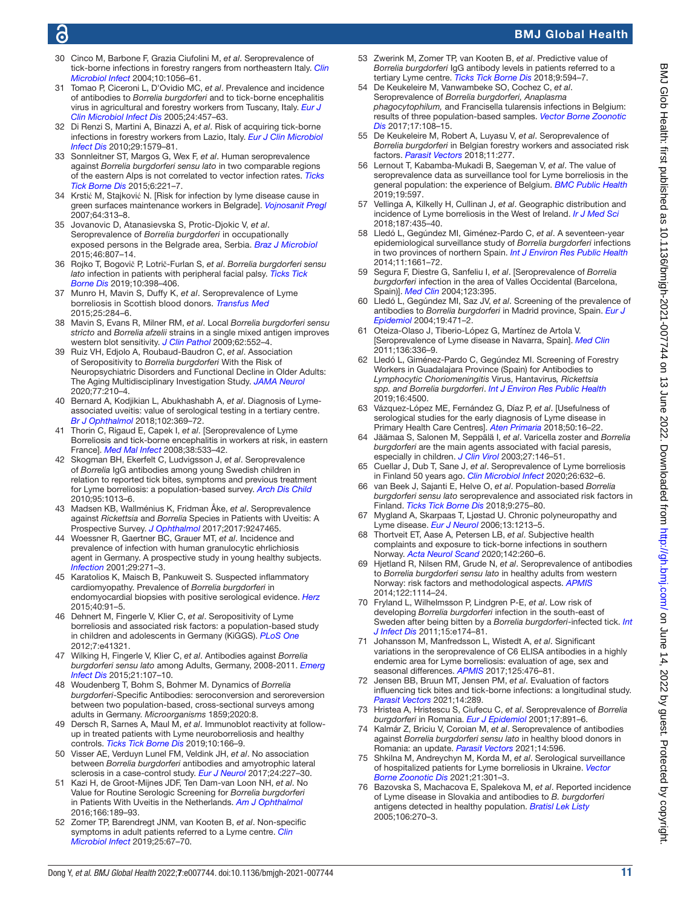30 Cinco M, Barbone F, Grazia Ciufolini M, *et al*. Seroprevalence of tick-borne infections in forestry rangers from northeastern Italy. *Clin Microbiol Infect* 2004;10:1056–61.

31 Tomao P, Ciceroni L, D'Ovidio MC, *et al*. Prevalence and incidence of antibodies to *Borrelia burgdorferi* and to tick-borne encephalitis virus in agricultural and forestry workers from Tuscany, Italy. *Eur J Clin Microbiol Infect Dis* 2005;24:457–63.

32 Di Renzi S, Martini A, Binazzi A, *et al*. Risk of acquiring tick-borne infections in forestry workers from Lazio, Italy. *Eur J Clin Microbiol Infect Dis* 2010;29:1579–81.

33 Sonnleitner ST, Margos G, Wex F, *et al*. Human seroprevalence against *Borrelia burgdorferi sensu lato* in two comparable regions of the eastern Alps is not correlated to vector infection rates. *Ticks Tick Borne Dis* 2015;6:221–7.

34 Krstić M, Stajković N. [Risk for infection by lyme disease cause in green surfaces maintenance workers in Belgrade]. *Vojnosanit Pregl* 2007;64:313–8.

35 Jovanovic D, Atanasievska S, Protic-Djokic V, *et al*. Seroprevalence of *Borrelia burgdorferi* in occupationally exposed persons in the Belgrade area, Serbia. *Braz J Microbiol* 2015;46:807–14.

36 Rojko T, Bogovič P, Lotrič-Furlan S, *et al*. *Borrelia burgdorferi sensu lato* infection in patients with peripheral facial palsy. *Ticks Tick Borne Dis* 2019;10:398–406.

37 Munro H, Mavin S, Duffy K, *et al*. Seroprevalence of Lyme borreliosis in Scottish blood donors. *Transfus Med* 2015;25:284–6.

38 Mavin S, Evans R, Milner RM, *et al*. Local *Borrelia burgdorferi sensu stricto* and *Borrelia afzelii* strains in a single mixed antigen improves western blot sensitivity. *J Clin Pathol* 2009;62:552–4.

39 Ruiz VH, Edjolo A, Roubaud-Baudron C, *et al*. Association of Seropositivity to *Borrelia burgdorferi* With the Risk of Neuropsychiatric Disorders and Functional Decline in Older Adults: The Aging Multidisciplinary Investigation Study. *JAMA Neurol* 2020;77:210–4.

40 Bernard A, Kodjikian L, Abukhashabh A, *et al*. Diagnosis of Lyme-associated uveitis: value of serological testing in a tertiary centre. *Br J Ophthalmol* 2018;102:369–72.

41 Thorin C, Rigaud E, Capek I, *et al*. [Seroprevalence of Lyme Borreliosis and tick-borne encephalitis in workers at risk, in eastern France]. *Med Mal Infect* 2008;38:533–42.

42 Skogman BH, Ekerfelt C, Ludvigsson J, *et al*. Seroprevalence of *Borrelia* IgG antibodies among young Swedish children in relation to reported tick bites, symptoms and previous treatment for Lyme borreliosis: a population-based survey. *Arch Dis Child* 2010;95:1013–6.

43 Madsen KB, Wallménius K, Fridman Åke, *et al*. Seroprevalence against *Rickettsia* and *Borrelia* Species in Patients with Uveitis: A Prospective Survey. *J Ophthalmol* 2017;2017:9247465.

44 Woessner R, Gaertner BC, Grauer MT, *et al*. Incidence and prevalence of infection with human granulocytic ehrlichiosis agent in Germany. A prospective study in young healthy subjects. *Infection* 2001;29:271–3.

45 Karatolios K, Maisch B, Pankuweit S. Suspected inflammatory cardiomyopathy. Prevalence of *Borrelia burgdorferi* in endomyocardial biopsies with positive serological evidence. *Herz* 2015;40:91–5.

46 Dehnert M, Fingerle V, Klier C, *et al*. Seropositivity of Lyme borreliosis and associated risk factors: a population-based study in children and adolescents in Germany (KiGGS). *PLoS One* 2012;7:e41321.

47 Wilking H, Fingerle V, Klier C, *et al*. Antibodies against *Borrelia burgdorferi sensu lato* among Adults, Germany, 2008-2011. *Emerg Infect Dis* 2015;21:107–10.

48 Woudenberg T, Bohm S, Bohmer M. Dynamics of *Borrelia burgdorferi*-Specific Antibodies: seroconversion and seroreversion between two population-based, cross-sectional surveys among adults in Germany. *Microorganisms* 1859;2020:8.

49 Dersch R, Sarnes A, Maul M, *et al*. Immunoblot reactivity at follow-up in treated patients with Lyme neuroborreliosis and healthy controls. *Ticks Tick Borne Dis* 2019;10:166–9.

50 Visser AE, Verduyn Lunel FM, Veldink JH, *et al*. No association between *Borrelia burgdorferi* antibodies and amyotrophic lateral sclerosis in a case-control study. *Eur J Neurol* 2017;24:227–30.

51 Kazi H, de Groot-Mijnes JDF, Ten Dam-van Loon NH, *et al*. No Value for Routine Serologic Screening for *Borrelia burgdorferi* in Patients With Uveitis in the Netherlands. *Am J Ophthalmol* 2016;166:189–93.

52 Zomer TP, Barendregt JNM, van Kooten B, *et al*. Non-specific symptoms in adult patients referred to a Lyme centre. *Clin Microbiol Infect* 2019;25:67–70.

53 Zwerink M, Zomer TP, van Kooten B, *et al*. Predictive value of *Borrelia burgdorferi* IgG antibody levels in patients referred to a tertiary Lyme centre. *Ticks Tick Borne Dis* 2018;9:594–7.

54 De Keukeleire M, Vanwambeke SO, Cochez C, *et al*. Seroprevalence of *Borrelia burgdorferi, Anaplasma phagocytophilum,* and Francisella tularensis infections in Belgium: results of three population-based samples. *Vector Borne Zoonotic Dis* 2017;17:108–15.

55 De Keukeleire M, Robert A, Luyasu V, *et al*. Seroprevalence of *Borrelia burgdorferi* in Belgian forestry workers and associated risk factors. *Parasit Vectors* 2018;11:277.

56 Lernout T, Kabamba-Mukadi B, Saegeman V, *et al*. The value of seroprevalence data as surveillance tool for Lyme borreliosis in the general population: the experience of Belgium. *BMC Public Health* 2019;19:597.

57 Vellinga A, Kilkelly H, Cullinan J, *et al*. Geographic distribution and incidence of Lyme borreliosis in the West of Ireland. *Ir J Med Sci* 2018;187:435–40.

58 Lledó L, Gegúndez MI, Giménez-Pardo C, *et al*. A seventeen-year epidemiological surveillance study of *Borrelia burgdorferi* infections in two provinces of northern Spain. *Int J Environ Res Public Health* 2014;11:1661–72.

59 Segura F, Diestre G, Sanfeliu I, *et al*. [Seroprevalence of *Borrelia burgdorferi* infection in the area of Valles Occidental (Barcelona, Spain)]. *Med Clin* 2004;123:395.

60 Lledó L, Gegúndez MI, Saz JV, *et al*. Screening of the prevalence of antibodies to *Borrelia burgdorferi* in Madrid province, Spain. *Eur J Epidemiol* 2004;19:471–2.

61 Oteiza-Olaso J, Tiberio-López G, Martínez de Artola V. [Seroprevalence of Lyme disease in Navarra, Spain]. *Med Clin* 2011;136:336–9.

62 Lledó L, Giménez-Pardo C, Gegúndez MI. Screening of Forestry Workers in Guadalajara Province (Spain) for Antibodies to *Lymphocytic Choriomeningitis* Virus, Hantavirus, *Rickettsia spp. and Borrelia burgdorferi*. *Int J Environ Res Public Health* 2019;16:4500.

63 Vázquez-López ME, Fernández G, Díaz P, *et al*. [Usefulness of serological studies for the early diagnosis of Lyme disease in Primary Health Care Centres]. *Aten Primaria* 2018;50:16–22.

64 Jäämaa S, Salonen M, Seppälä I, *et al*. Varicella zoster and *Borrelia burgdorferi* are the main agents associated with facial paresis, especially in children. *J Clin Virol* 2003;27:146–51.

65 Cuellar J, Dub T, Sane J, *et al*. Seroprevalence of Lyme borreliosis in Finland 50 years ago. *Clin Microbiol Infect* 2020;26:632–6.

66 van Beek J, Sajanti E, Helve O, *et al*. Population-based *Borrelia burgdorferi sensu lato* seroprevalence and associated risk factors in Finland. *Ticks Tick Borne Dis* 2018;9:275–80.

67 Mygland A, Skarpaas T, Ljøstad U. Chronic polyneuropathy and Lyme disease. *Eur J Neurol* 2006;13:1213–5.

68 Thortveit ET, Aase A, Petersen LB, *et al*. Subjective health complaints and exposure to tick-borne infections in southern Norway. *Acta Neurol Scand* 2020;142:260–6.

69 Hjetland R, Nilsen RM, Grude N, *et al*. Seroprevalence of antibodies to *Borrelia burgdorferi sensu lato* in healthy adults from western Norway: risk factors and methodological aspects. *APMIS* 2014;122:1114–24.

70 Fryland L, Wilhelmsson P, Lindgren P-E, *et al*. Low risk of developing *Borrelia burgdorferi* infection in the south-east of Sweden after being bitten by a *Borrelia burgdorferi*-infected tick. *Int J Infect Dis* 2011;15:e174–81.

71 Johansson M, Manfredsson L, Wistedt A, *et al*. Significant variations in the seroprevalence of C6 ELISA antibodies in a highly endemic area for Lyme borreliosis: evaluation of age, sex and seasonal differences. *APMIS* 2017;125:476–81.

72 Jensen BB, Bruun MT, Jensen PM, *et al*. Evaluation of factors influencing tick bites and tick-borne infections: a longitudinal study. *Parasit Vectors* 2021;14:289.

73 Hristea A, Hristescu S, Ciufecu C, *et al*. Seroprevalence of *Borrelia burgdorferi* in Romania. *Eur J Epidemiol* 2001;17:891–6.

74 Kalmár Z, Briciu V, Coroian M, *et al*. Seroprevalence of antibodies against *Borrelia burgdorferi sensu lato* in healthy blood donors in Romania: an update. *Parasit Vectors* 2021;14:596.

75 Shkilna M, Andreychyn M, Korda M, *et al*. Serological surveillance of hospitalized patients for Lyme borreliosis in Ukraine. *Vector Borne Zoonotic Dis* 2021;21:301–3.

76 Bazovska S, Machacova E, Spalekova M, *et al*. Reported incidence of Lyme disease in Slovakia and antibodies to *B. burgdorferi* antigens detected in healthy population. *Bratisl Lek Listy* 2005;106:270–3.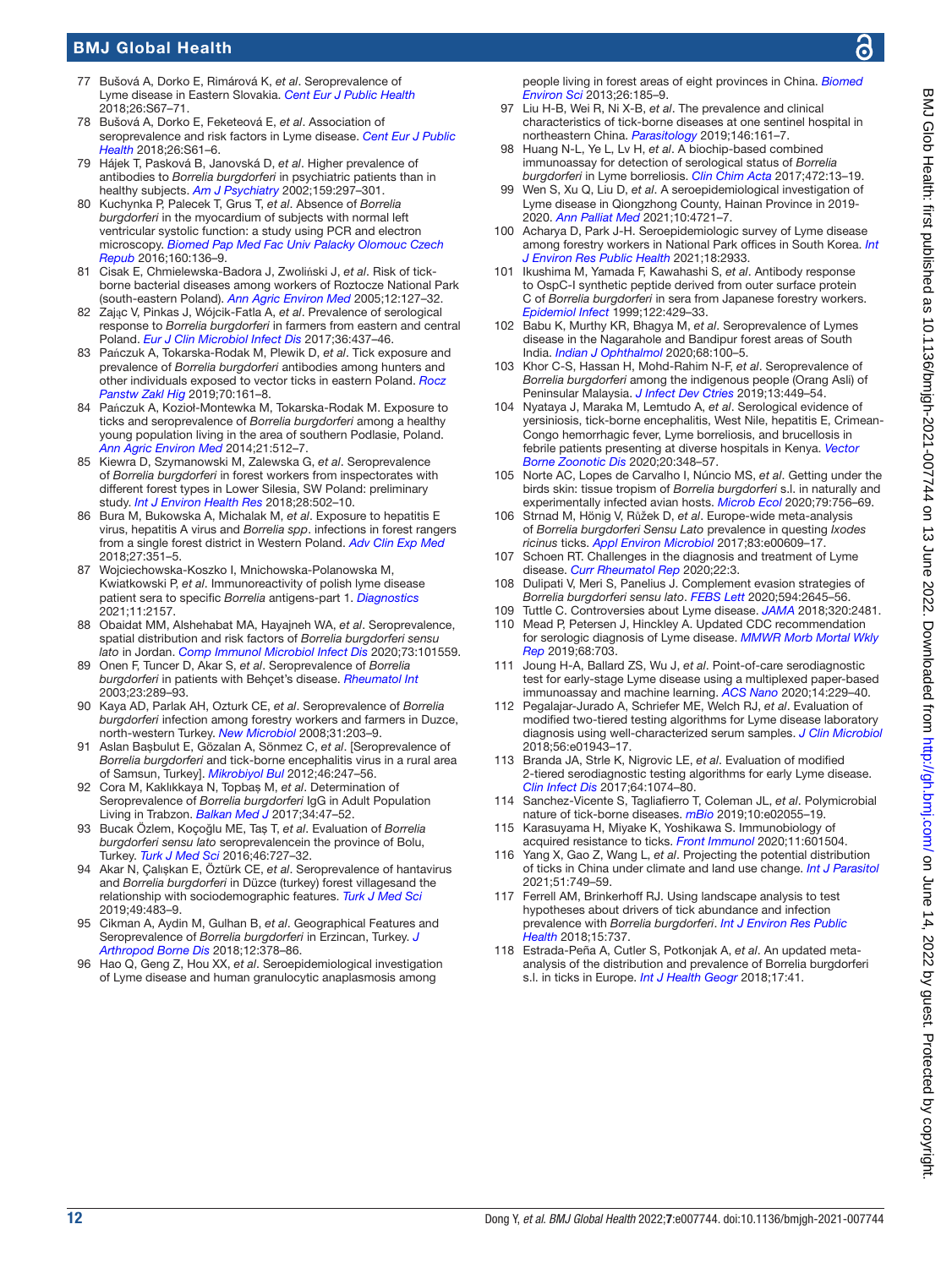77. Bušová A, Dorko E, Rimárová K, *et al*. Seroprevalence of Lyme disease in Eastern Slovakia. *Cent Eur J Public Health* 2018;26:S67–71.
78. Bušová A, Dorko E, Feketeová E, *et al*. Association of seroprevalence and risk factors in Lyme disease. *Cent Eur J Public Health* 2018;26:S61–6.
79. Hájek T, Pasková B, Janovská D, *et al*. Higher prevalence of antibodies to *Borrelia burgdorferi* in psychiatric patients than in healthy subjects. *Am J Psychiatry* 2002;159:297–301.
80. Kuchynka P, Palecek T, Grus T, *et al*. Absence of *Borrelia burgdorferi* in the myocardium of subjects with normal left ventricular systolic function: a study using PCR and electron microscopy. *Biomed Pap Med Fac Univ Palacky Olomouc Czech Repub* 2016;160:136–9.
81. Cisak E, Chmielewska-Badora J, Zwoliński J, *et al*. Risk of tick-borne bacterial diseases among workers of Roztocze National Park (south-eastern Poland). *Ann Agric Environ Med* 2005;12:127–32.
82. Zając V, Pinkas J, Wójcik-Fatla A, *et al*. Prevalence of serological response to *Borrelia burgdorferi* in farmers from eastern and central Poland. *Eur J Clin Microbiol Infect Dis* 2017;36:437–46.
83. Pańczuk A, Tokarska-Rodak M, Plewik D, *et al*. Tick exposure and prevalence of *Borrelia burgdorferi* antibodies among hunters and other individuals exposed to vector ticks in eastern Poland. *Rocz Panstw Zakl Hig* 2019;70:161–8.
84. Pańczuk A, Kozioł-Montewka M, Tokarska-Rodak M. Exposure to ticks and seroprevalence of *Borrelia burgdorferi* among a healthy young population living in the area of southern Podlasie, Poland. *Ann Agric Environ Med* 2014;21:512–7.
85. Kiewra D, Szymanowski M, Zalewska G, *et al*. Seroprevalence of *Borrelia burgdorferi* in forest workers from inspectorates with different forest types in Lower Silesia, SW Poland: preliminary study. *Int J Environ Health Res* 2018;28:502–10.
86. Bura M, Bukowska A, Michalak M, *et al*. Exposure to hepatitis E virus, hepatitis A virus and *Borrelia spp*. infections in forest rangers from a single forest district in Western Poland. *Adv Clin Exp Med* 2018;27:351–5.
87. Wojciechowska-Koszko I, Mnichowska-Polanowska M, Kwiatkowski P, *et al*. Immunoreactivity of polish lyme disease patient sera to specific *Borrelia* antigens-part 1. *Diagnostics* 2021;11:2157.
88. Obaidat MM, Alshehabat MA, Hayajneh WA, *et al*. Seroprevalence, spatial distribution and risk factors of *Borrelia burgdorferi sensu lato* in Jordan. *Comp Immunol Microbiol Infect Dis* 2020;73:101559.
89. Onen F, Tuncer D, Akar S, *et al*. Seroprevalence of *Borrelia burgdorferi* in patients with Behçet's disease. *Rheumatol Int* 2003;23:289–93.
90. Kaya AD, Parlak AH, Ozturk CE, *et al*. Seroprevalence of *Borrelia burgdorferi* infection among forestry workers and farmers in Duzce, north-western Turkey. *New Microbiol* 2008;31:203–9.
91. Aslan Başbulut E, Gözalan A, Sönmez C, *et al*. [Seroprevalence of *Borrelia burgdorferi* and tick-borne encephalitis virus in a rural area of Samsun, Turkey]. *Mikrobiyol Bul* 2012;46:247–56.
92. Cora M, Kaklıkkaya N, Topbaş M, *et al*. Determination of Seroprevalence of *Borrelia burgdorferi* IgG in Adult Population Living in Trabzon. *Balkan Med J* 2017;34:47–52.
93. Bucak Özlem, Koçoğlu ME, Taş T, *et al*. Evaluation of *Borrelia burgdorferi sensu lato* seroprevalencein the province of Bolu, Turkey. *Turk J Med Sci* 2016;46:727–32.
94. Akar N, Çalışkan E, Öztürk CE, *et al*. Seroprevalence of hantavirus and *Borrelia burgdorferi* in Düzce (turkey) forest villagesand the relationship with sociodemographic features. *Turk J Med Sci* 2019;49:483–9.
95. Cikman A, Aydin M, Gulhan B, *et al*. Geographical Features and Seroprevalence of *Borrelia burgdorferi* in Erzincan, Turkey. *J Arthropod Borne Dis* 2018;12:378–86.
96. Hao Q, Geng Z, Hou XX, *et al*. Seroepidemiological investigation of Lyme disease and human granulocytic anaplasmosis among people living in forest areas of eight provinces in China. *Biomed Environ Sci* 2013;26:185–9.
97. Liu H-B, Wei R, Ni X-B, *et al*. The prevalence and clinical characteristics of tick-borne diseases at one sentinel hospital in northeastern China. *Parasitology* 2019;146:161–7.
98. Huang N-L, Ye L, Lv H, *et al*. A biochip-based combined immunoassay for detection of serological status of *Borrelia burgdorferi* in Lyme borreliosis. *Clin Chim Acta* 2017;472:13–19.
99. Wen S, Xu Q, Liu D, *et al*. A seroepidemiological investigation of Lyme disease in Qiongzhong County, Hainan Province in 2019-2020. *Ann Palliat Med* 2021;10:4721–7.
100. Acharya D, Park J-H. Seroepidemiologic survey of Lyme disease among forestry workers in National Park offices in South Korea. *Int J Environ Res Public Health* 2021;18:2933.
101. Ikushima M, Yamada F, Kawahashi S, *et al*. Antibody response to OspC-I synthetic peptide derived from outer surface protein C of *Borrelia burgdorferi* in sera from Japanese forestry workers. *Epidemiol Infect* 1999;122:429–33.
102. Babu K, Murthy KR, Bhagya M, *et al*. Seroprevalence of Lymes disease in the Nagarahole and Bandipur forest areas of South India. *Indian J Ophthalmol* 2020;68:100–5.
103. Khor C-S, Hassan H, Mohd-Rahim N-F, *et al*. Seroprevalence of *Borrelia burgdorferi* among the indigenous people (Orang Asli) of Peninsular Malaysia. *J Infect Dev Ctries* 2019;13:449–54.
104. Nyataya J, Maraka M, Lemtudo A, *et al*. Serological evidence of yersiniosis, tick-borne encephalitis, West Nile, hepatitis E, Crimean-Congo hemorrhagic fever, Lyme borreliosis, and brucellosis in febrile patients presenting at diverse hospitals in Kenya. *Vector Borne Zoonotic Dis* 2020;20:348–57.
105. Norte AC, Lopes de Carvalho I, Núncio MS, *et al*. Getting under the birds skin: tissue tropism of *Borrelia burgdorferi* s.l. in naturally and experimentally infected avian hosts. *Microb Ecol* 2020;79:756–69.
106. Strnad M, Hönig V, Růžek D, *et al*. Europe-wide meta-analysis of *Borrelia burgdorferi Sensu Lato* prevalence in questing *Ixodes ricinus* ticks. *Appl Environ Microbiol* 2017;83:e00609–17.
107. Schoen RT. Challenges in the diagnosis and treatment of Lyme disease. *Curr Rheumatol Rep* 2020;22:3.
108. Dulipati V, Meri S, Panelius J. Complement evasion strategies of *Borrelia burgdorferi sensu lato*. *FEBS Lett* 2020;594:2645–56.
109. Tuttle C. Controversies about Lyme disease. *JAMA* 2018;320:2481.
110. Mead P, Petersen J, Hinckley A. Updated CDC recommendation for serologic diagnosis of Lyme disease. *MMWR Morb Mortal Wkly Rep* 2019;68:703.
111. Joung H-A, Ballard ZS, Wu J, *et al*. Point-of-care serodiagnostic test for early-stage Lyme disease using a multiplexed paper-based immunoassay and machine learning. *ACS Nano* 2020;14:229–40.
112. Pegalajar-Jurado A, Schriefer ME, Welch RJ, *et al*. Evaluation of modified two-tiered testing algorithms for Lyme disease laboratory diagnosis using well-characterized serum samples. *J Clin Microbiol* 2018;56:e01943–17.
113. Branda JA, Strle K, Nigrovic LE, *et al*. Evaluation of modified 2-tiered serodiagnostic testing algorithms for early Lyme disease. *Clin Infect Dis* 2017;64:1074–80.
114. Sanchez-Vicente S, Tagliafierro T, Coleman JL, *et al*. Polymicrobial nature of tick-borne diseases. *mBio* 2019;10:e02055–19.
115. Karasuyama H, Miyake K, Yoshikawa S. Immunobiology of acquired resistance to ticks. *Front Immunol* 2020;11:601504.
116. Yang X, Gao Z, Wang L, *et al*. Projecting the potential distribution of ticks in China under climate and land use change. *Int J Parasitol* 2021;51:749–59.
117. Ferrell AM, Brinkerhoff RJ. Using landscape analysis to test hypotheses about drivers of tick abundance and infection prevalence with *Borrelia burgdorferi*. *Int J Environ Res Public Health* 2018;15:737.
118. Estrada-Peña A, Cutler S, Potkonjak A, *et al*. An updated meta-analysis of the distribution and prevalence of Borrelia burgdorferi s.l. in ticks in Europe. *Int J Health Geogr* 2018;17:41.